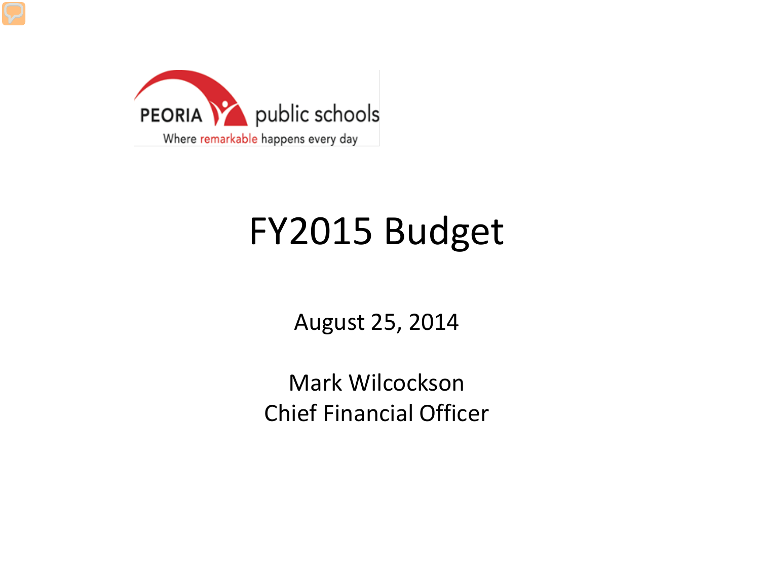PEORIA public schools

Where remarkable happens every day

# FY2015 Budget

August 25, 2014

Mark Wilcockson

Chief Financial Officer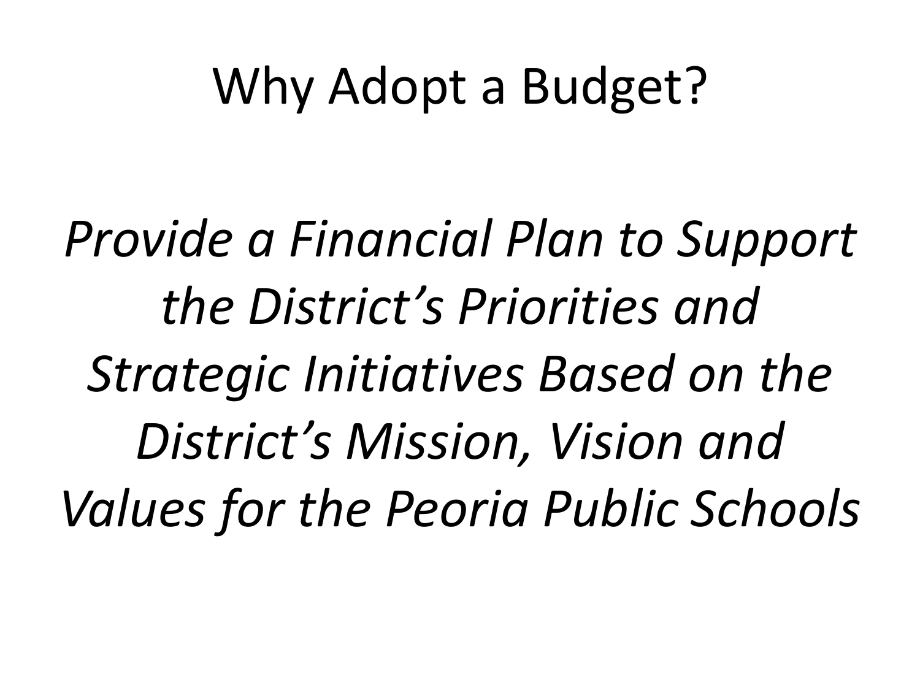# Why Adopt a Budget?

*Provide a Financial Plan to Support the District's Priorities and Strategic Initiatives Based on the District's Mission, Vision and Values for the Peoria Public Schools*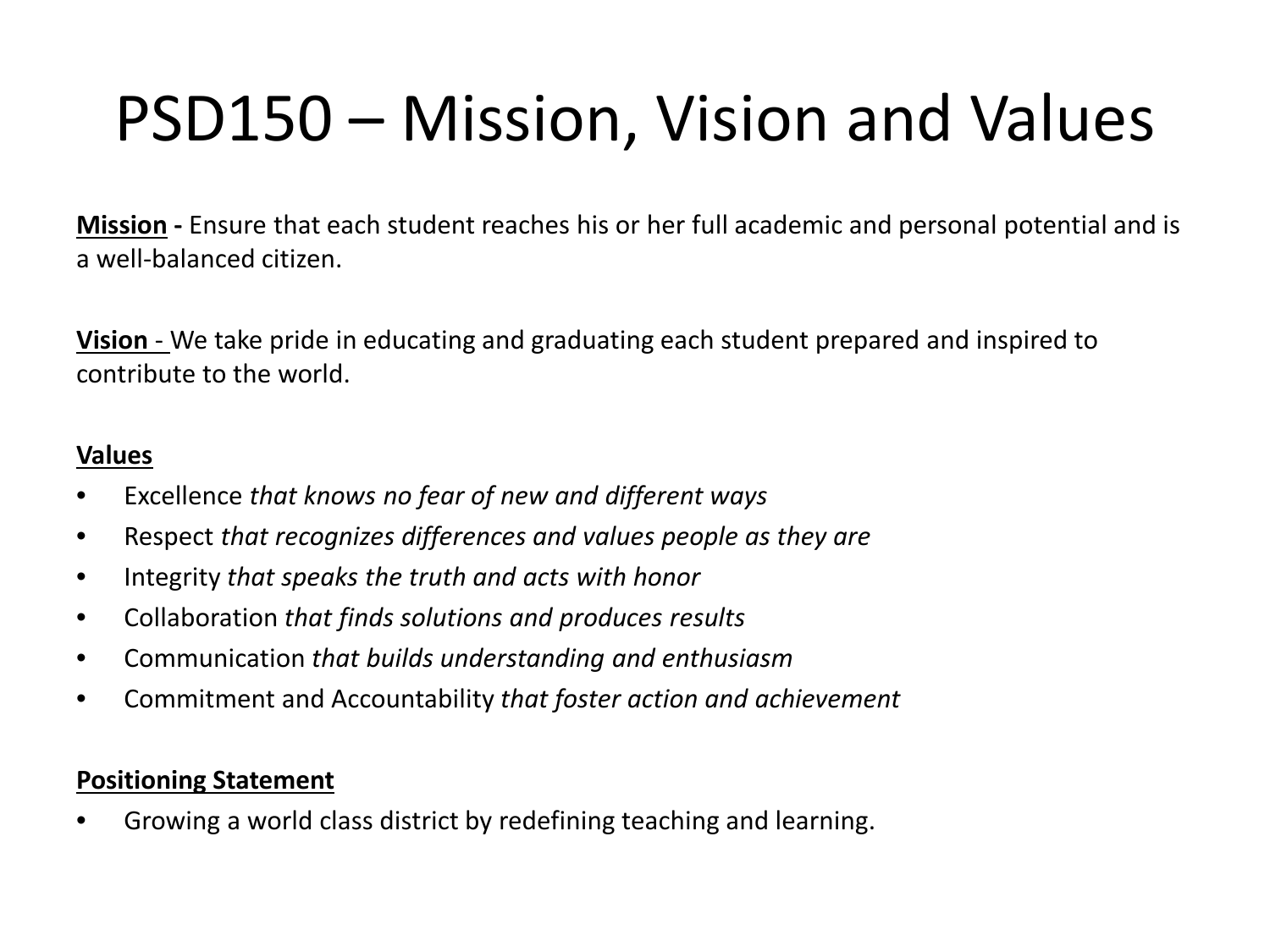# PSD150 – Mission, Vision and Values

**Mission -** Ensure that each student reaches his or her full academic and personal potential and is a well-balanced citizen.

**Vision** - We take pride in educating and graduating each student prepared and inspired to contribute to the world.

**Values**

- Excellence *that knows no fear of new and different ways*
- Respect *that recognizes differences and values people as they are*
- Integrity *that speaks the truth and acts with honor*
- Collaboration *that finds solutions and produces results*
- Communication *that builds understanding and enthusiasm*
- Commitment and Accountability *that foster action and achievement*

**Positioning Statement**

- Growing a world class district by redefining teaching and learning.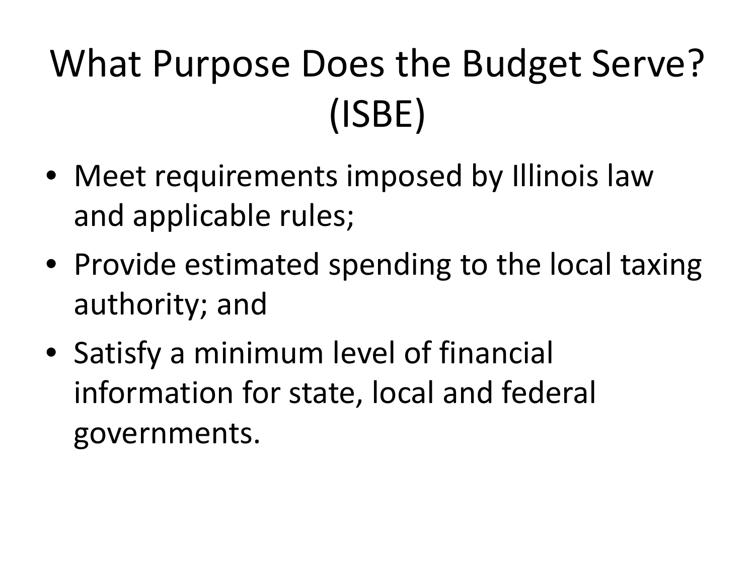# What Purpose Does the Budget Serve? (ISBE)

- Meet requirements imposed by Illinois law and applicable rules;
- Provide estimated spending to the local taxing authority; and
- Satisfy a minimum level of financial information for state, local and federal governments.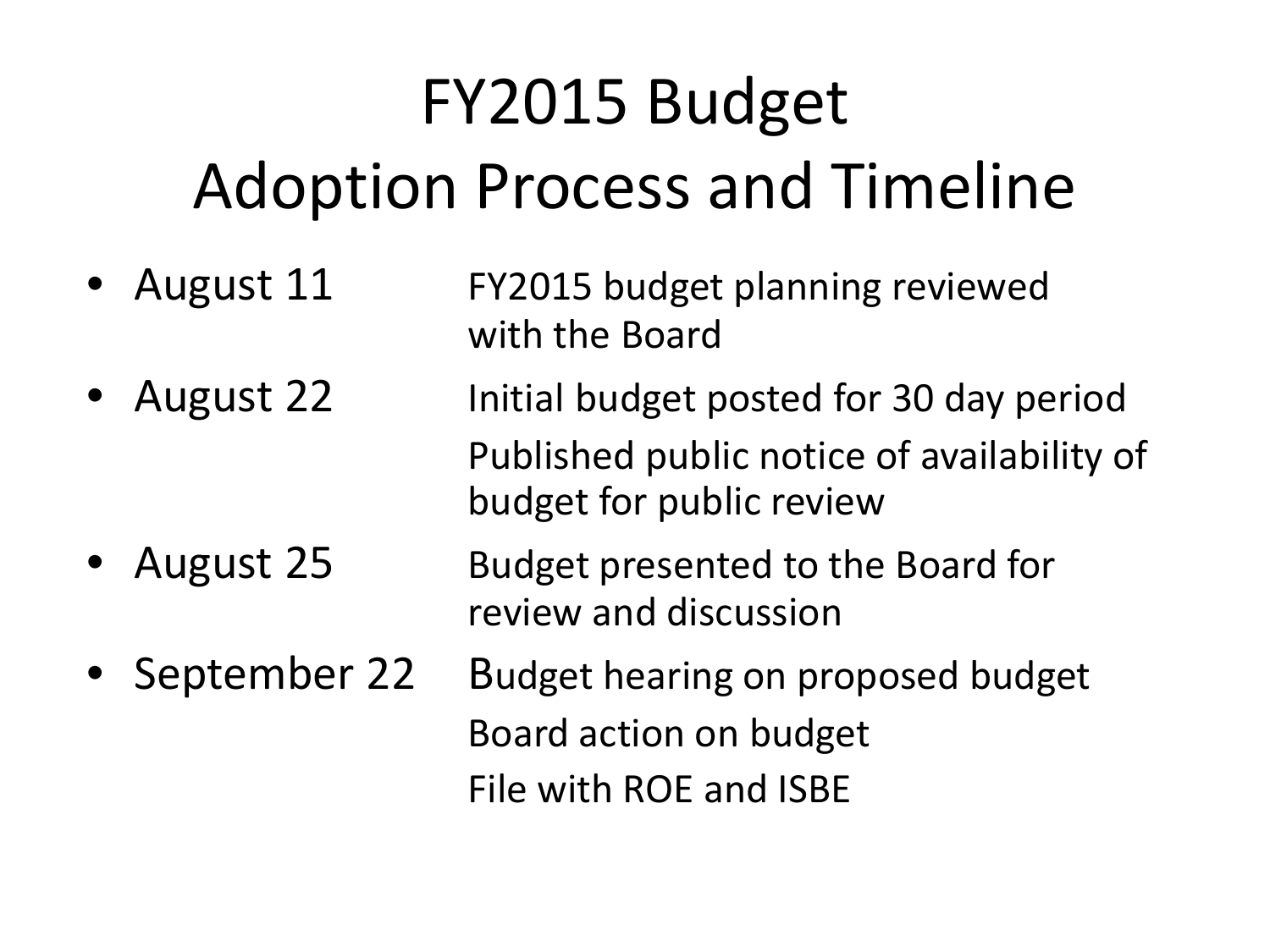# FY2015 Budget Adoption Process and Timeline

- August 11 — FY2015 budget planning reviewed with the Board
- August 22 — Initial budget posted for 30 day period
  Published public notice of availability of budget for public review
- August 25 — Budget presented to the Board for review and discussion
- September 22 — Budget hearing on proposed budget
  Board action on budget
  File with ROE and ISBE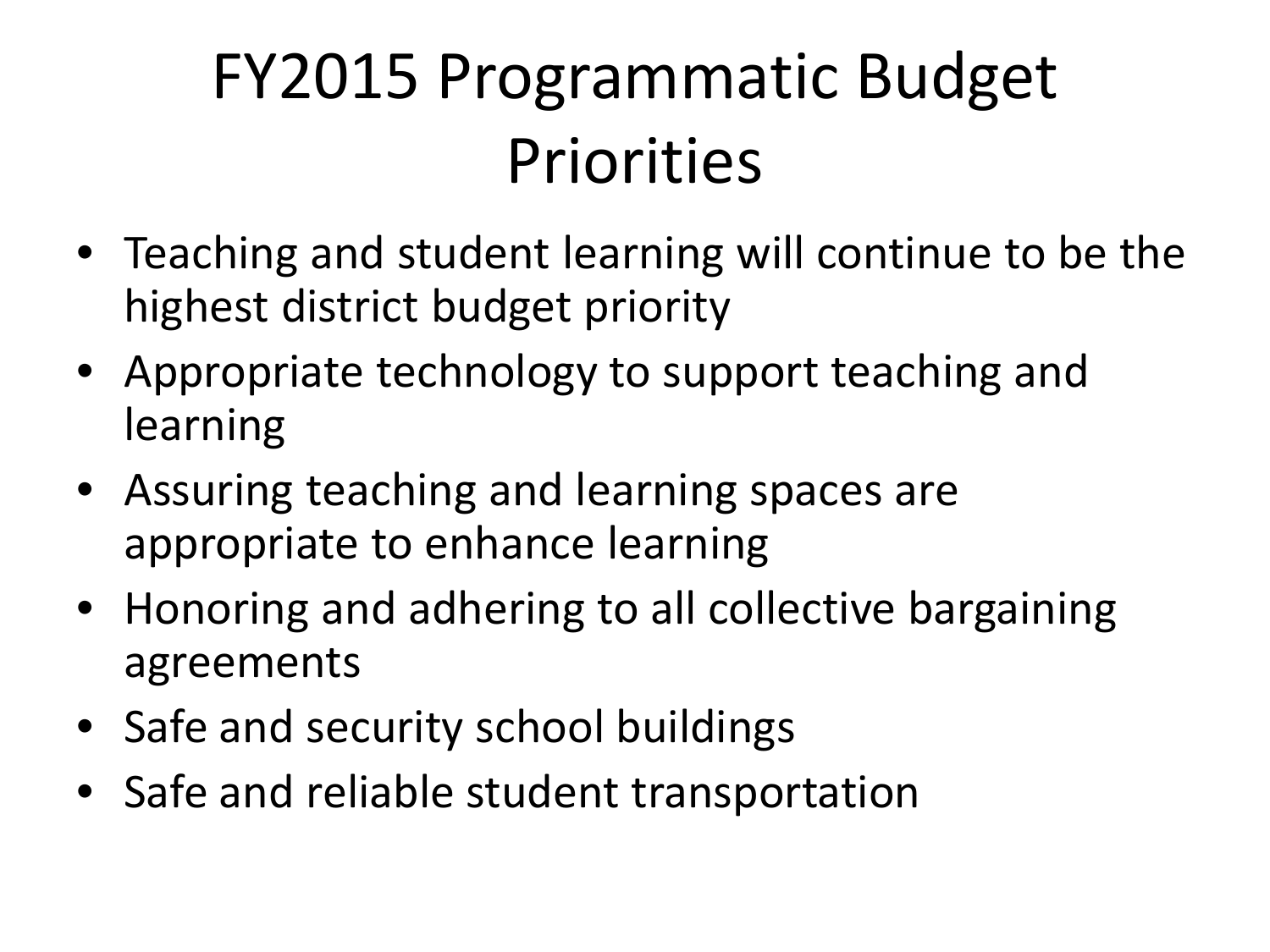# FY2015 Programmatic Budget Priorities

- Teaching and student learning will continue to be the highest district budget priority
- Appropriate technology to support teaching and learning
- Assuring teaching and learning spaces are appropriate to enhance learning
- Honoring and adhering to all collective bargaining agreements
- Safe and security school buildings
- Safe and reliable student transportation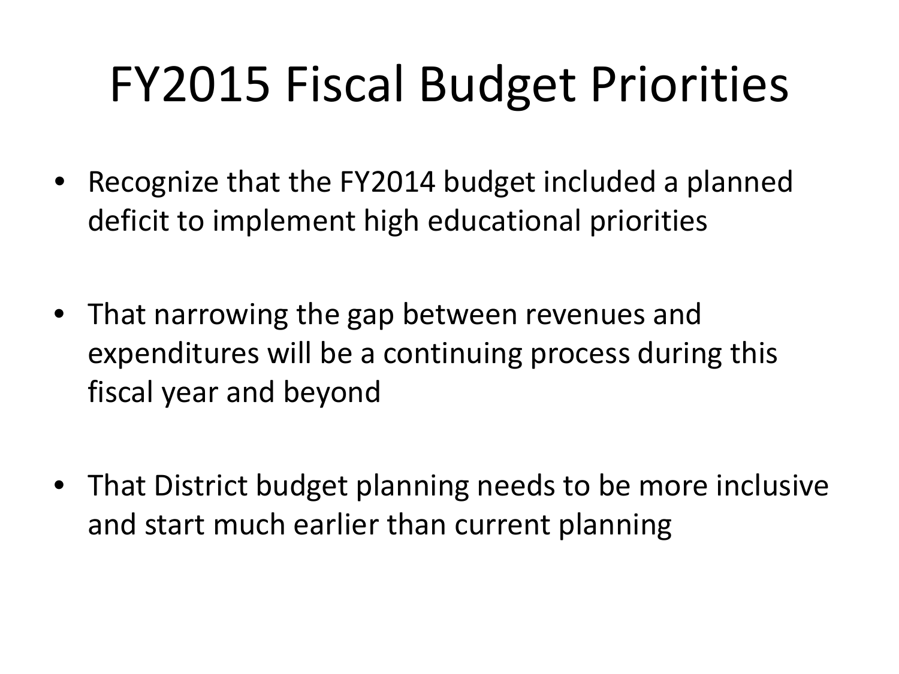# FY2015 Fiscal Budget Priorities

- Recognize that the FY2014 budget included a planned deficit to implement high educational priorities
- That narrowing the gap between revenues and expenditures will be a continuing process during this fiscal year and beyond
- That District budget planning needs to be more inclusive and start much earlier than current planning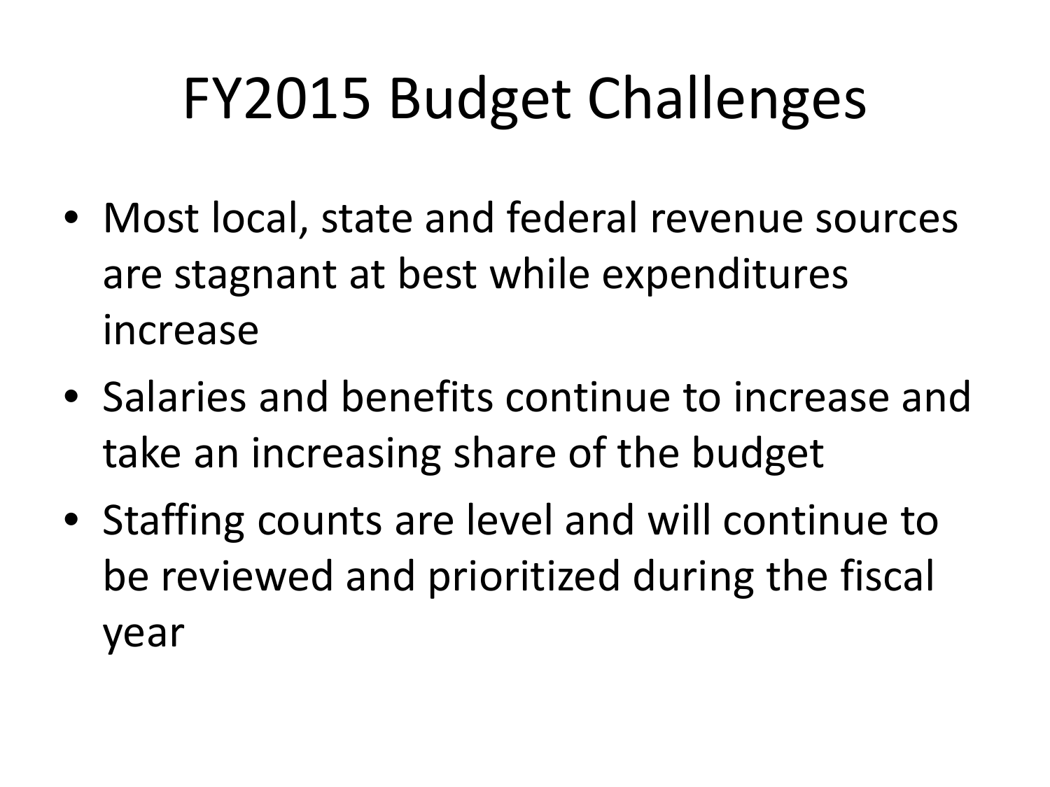# FY2015 Budget Challenges

- Most local, state and federal revenue sources are stagnant at best while expenditures increase
- Salaries and benefits continue to increase and take an increasing share of the budget
- Staffing counts are level and will continue to be reviewed and prioritized during the fiscal year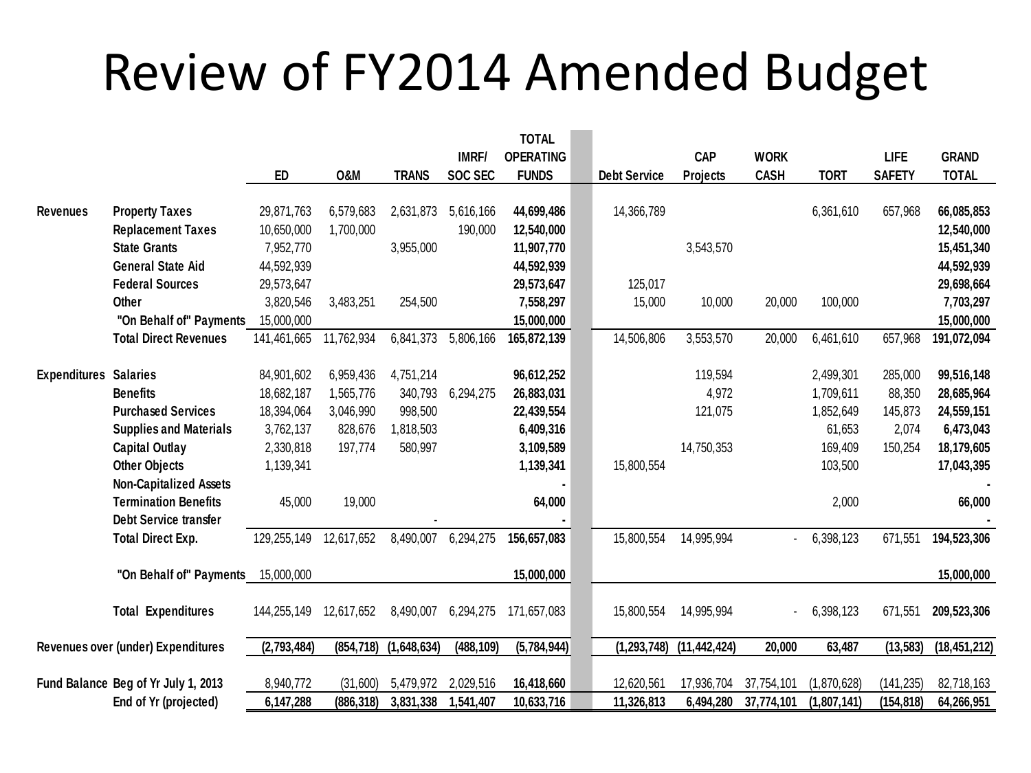# Review of FY2014 Amended Budget

| | | ED | O&M | TRANS | IMRF/ SOC SEC | TOTAL OPERATING FUNDS | Debt Service | CAP Projects | WORK CASH | TORT | LIFE SAFETY | GRAND TOTAL |
|---|---|---|---|---|---|---|---|---|---|---|---|---|
| Revenues | Property Taxes | 29,871,763 | 6,579,683 | 2,631,873 | 5,616,166 | **44,699,486** | 14,366,789 | | | 6,361,610 | 657,968 | **66,085,853** |
| | Replacement Taxes | 10,650,000 | 1,700,000 | | 190,000 | **12,540,000** | | | | | | **12,540,000** |
| | State Grants | 7,952,770 | | 3,955,000 | | **11,907,770** | | 3,543,570 | | | | **15,451,340** |
| | General State Aid | 44,592,939 | | | | **44,592,939** | | | | | | **44,592,939** |
| | Federal Sources | 29,573,647 | | | | **29,573,647** | 125,017 | | | | | **29,698,664** |
| | Other | 3,820,546 | 3,483,251 | 254,500 | | **7,558,297** | 15,000 | 10,000 | 20,000 | 100,000 | | **7,703,297** |
| | "On Behalf of" Payments | 15,000,000 | | | | **15,000,000** | | | | | | **15,000,000** |
| | Total Direct Revenues | 141,461,665 | 11,762,934 | 6,841,373 | 5,806,166 | **165,872,139** | 14,506,806 | 3,553,570 | 20,000 | 6,461,610 | 657,968 | **191,072,094** |
| Expenditures | Salaries | 84,901,602 | 6,959,436 | 4,751,214 | | **96,612,252** | | 119,594 | | 2,499,301 | 285,000 | **99,516,148** |
| | Benefits | 18,682,187 | 1,565,776 | 340,793 | 6,294,275 | **26,883,031** | | 4,972 | | 1,709,611 | 88,350 | **28,685,964** |
| | Purchased Services | 18,394,064 | 3,046,990 | 998,500 | | **22,439,554** | | 121,075 | | 1,852,649 | 145,873 | **24,559,151** |
| | Supplies and Materials | 3,762,137 | 828,676 | 1,818,503 | | **6,409,316** | | | | 61,653 | 2,074 | **6,473,043** |
| | Capital Outlay | 2,330,818 | 197,774 | 580,997 | | **3,109,589** | | 14,750,353 | | 169,409 | 150,254 | **18,179,605** |
| | Other Objects | 1,139,341 | | | | **1,139,341** | 15,800,554 | | | 103,500 | | **17,043,395** |
| | Non-Capitalized Assets | | | | | **-** | | | | | | **-** |
| | Termination Benefits | 45,000 | 19,000 | | | **64,000** | | | | 2,000 | | **66,000** |
| | Debt Service transfer | | | - | | **-** | | | | | | **-** |
| | Total Direct Exp. | 129,255,149 | 12,617,652 | 8,490,007 | 6,294,275 | **156,657,083** | 15,800,554 | 14,995,994 | - | 6,398,123 | 671,551 | **194,523,306** |
| | "On Behalf of" Payments | 15,000,000 | | | | **15,000,000** | | | | | | **15,000,000** |
| | Total Expenditures | 144,255,149 | 12,617,652 | 8,490,007 | 6,294,275 | 171,657,083 | 15,800,554 | 14,995,994 | - | 6,398,123 | 671,551 | **209,523,306** |
| Revenues over (under) Expenditures | | **(2,793,484)** | **(854,718)** | **(1,648,634)** | **(488,109)** | **(5,784,944)** | **(1,293,748)** | **(11,442,424)** | **20,000** | **63,487** | **(13,583)** | **(18,451,212)** |
| Fund Balance | Beg of Yr July 1, 2013 | 8,940,772 | (31,600) | 5,479,972 | 2,029,516 | **16,418,660** | 12,620,561 | 17,936,704 | 37,754,101 | (1,870,628) | (141,235) | 82,718,163 |
| | End of Yr (projected) | **6,147,288** | **(886,318)** | **3,831,338** | **1,541,407** | **10,633,716** | **11,326,813** | **6,494,280** | **37,774,101** | **(1,807,141)** | **(154,818)** | **64,266,951** |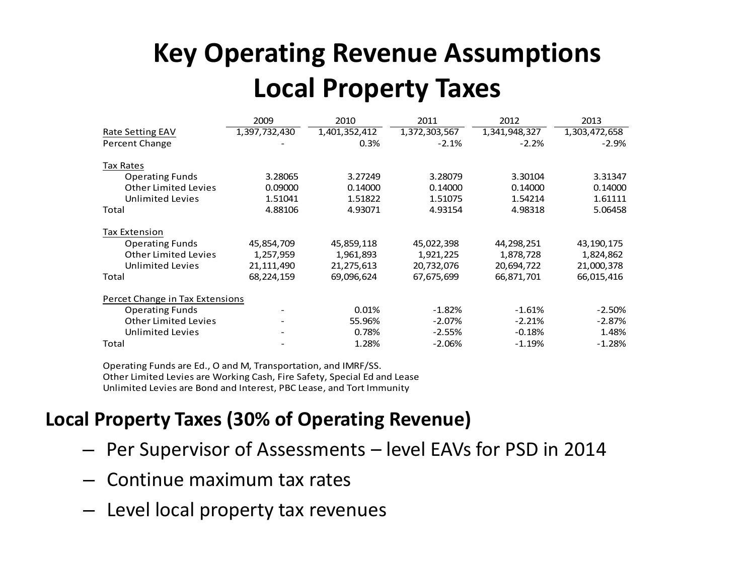# Key Operating Revenue Assumptions
# Local Property Taxes

| | 2009 | 2010 | 2011 | 2012 | 2013 |
|---|---|---|---|---|---|
| Rate Setting EAV | 1,397,732,430 | 1,401,352,412 | 1,372,303,567 | 1,341,948,327 | 1,303,472,658 |
| Percent Change | - | 0.3% | -2.1% | -2.2% | -2.9% |
| | | | | | |
| Tax Rates | | | | | |
| Operating Funds | 3.28065 | 3.27249 | 3.28079 | 3.30104 | 3.31347 |
| Other Limited Levies | 0.09000 | 0.14000 | 0.14000 | 0.14000 | 0.14000 |
| Unlimited Levies | 1.51041 | 1.51822 | 1.51075 | 1.54214 | 1.61111 |
| Total | 4.88106 | 4.93071 | 4.93154 | 4.98318 | 5.06458 |
| | | | | | |
| Tax Extension | | | | | |
| Operating Funds | 45,854,709 | 45,859,118 | 45,022,398 | 44,298,251 | 43,190,175 |
| Other Limited Levies | 1,257,959 | 1,961,893 | 1,921,225 | 1,878,728 | 1,824,862 |
| Unlimited Levies | 21,111,490 | 21,275,613 | 20,732,076 | 20,694,722 | 21,000,378 |
| Total | 68,224,159 | 69,096,624 | 67,675,699 | 66,871,701 | 66,015,416 |
| | | | | | |
| Percet Change in Tax Extensions | | | | | |
| Operating Funds | - | 0.01% | -1.82% | -1.61% | -2.50% |
| Other Limited Levies | - | 55.96% | -2.07% | -2.21% | -2.87% |
| Unlimited Levies | - | 0.78% | -2.55% | -0.18% | 1.48% |
| Total | - | 1.28% | -2.06% | -1.19% | -1.28% |

Operating Funds are Ed., O and M, Transportation, and IMRF/SS.
Other Limited Levies are Working Cash, Fire Safety, Special Ed and Lease
Unlimited Levies are Bond and Interest, PBC Lease, and Tort Immunity

**Local Property Taxes (30% of Operating Revenue)**

- Per Supervisor of Assessments – level EAVs for PSD in 2014
- Continue maximum tax rates
- Level local property tax revenues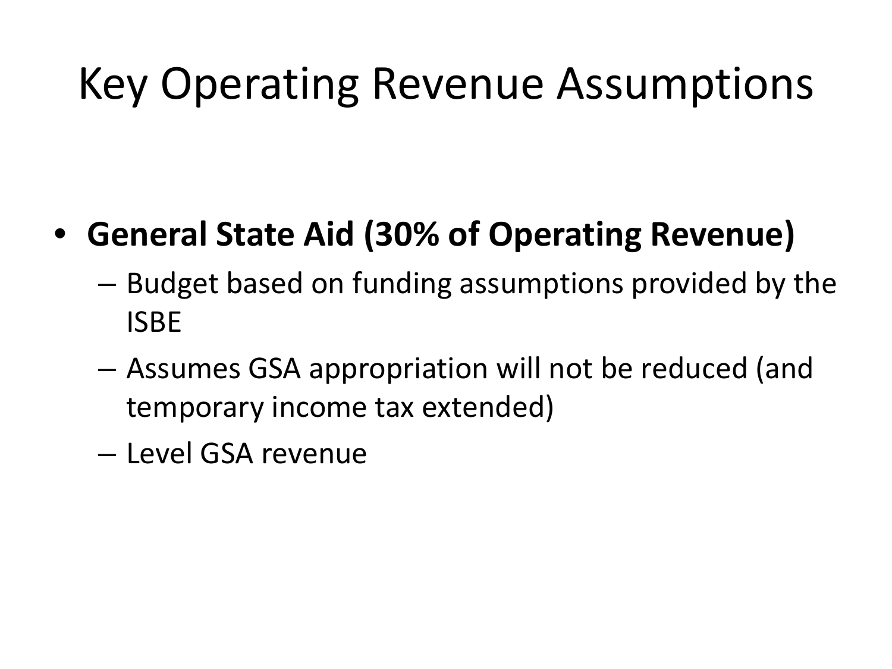# Key Operating Revenue Assumptions

- **General State Aid (30% of Operating Revenue)**
  - Budget based on funding assumptions provided by the ISBE
  - Assumes GSA appropriation will not be reduced (and temporary income tax extended)
  - Level GSA revenue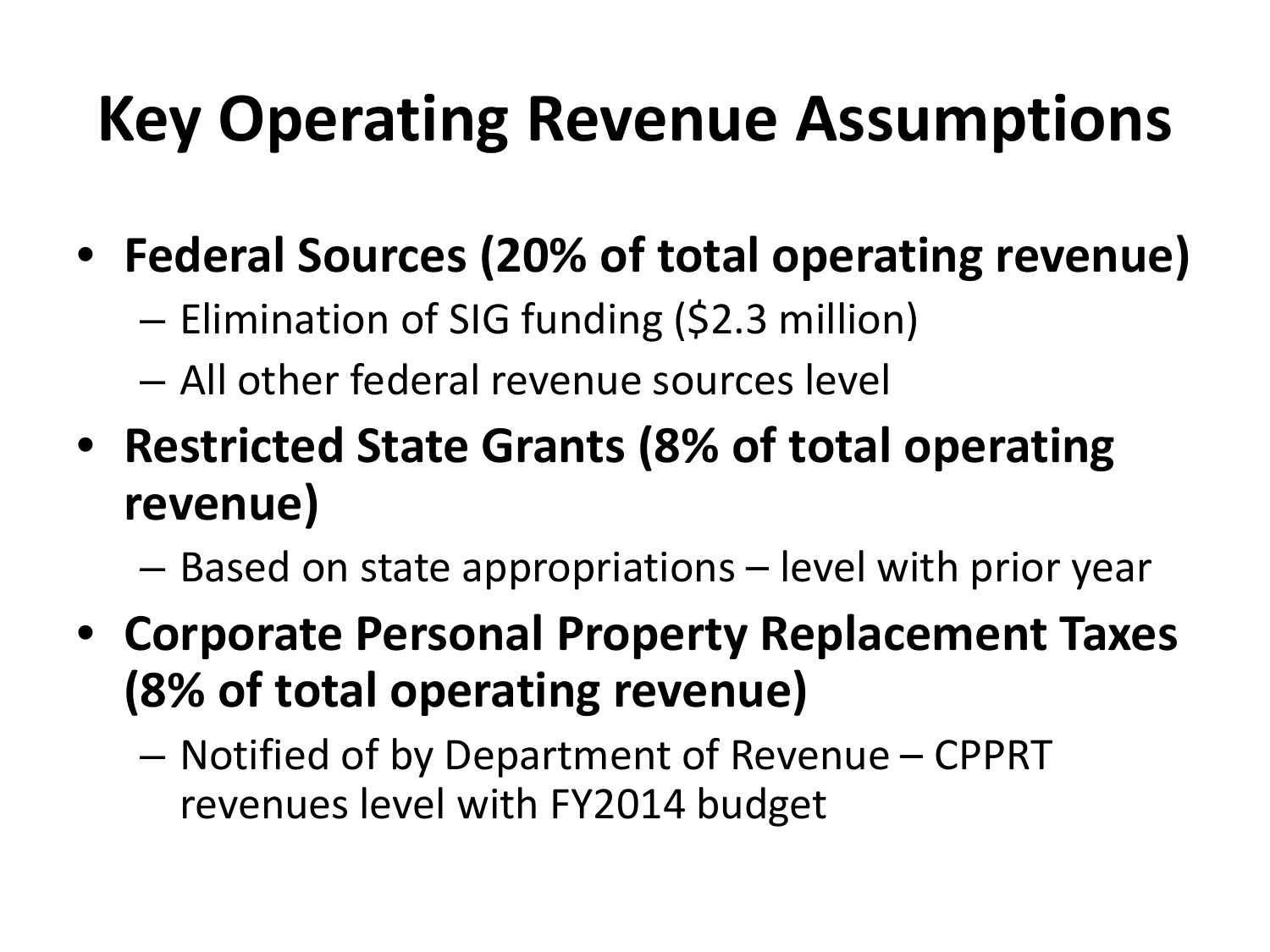# Key Operating Revenue Assumptions

- **Federal Sources (20% of total operating revenue)**
  - Elimination of SIG funding ($2.3 million)
  - All other federal revenue sources level
- **Restricted State Grants (8% of total operating revenue)**
  - Based on state appropriations – level with prior year
- **Corporate Personal Property Replacement Taxes (8% of total operating revenue)**
  - Notified of by Department of Revenue – CPPRT revenues level with FY2014 budget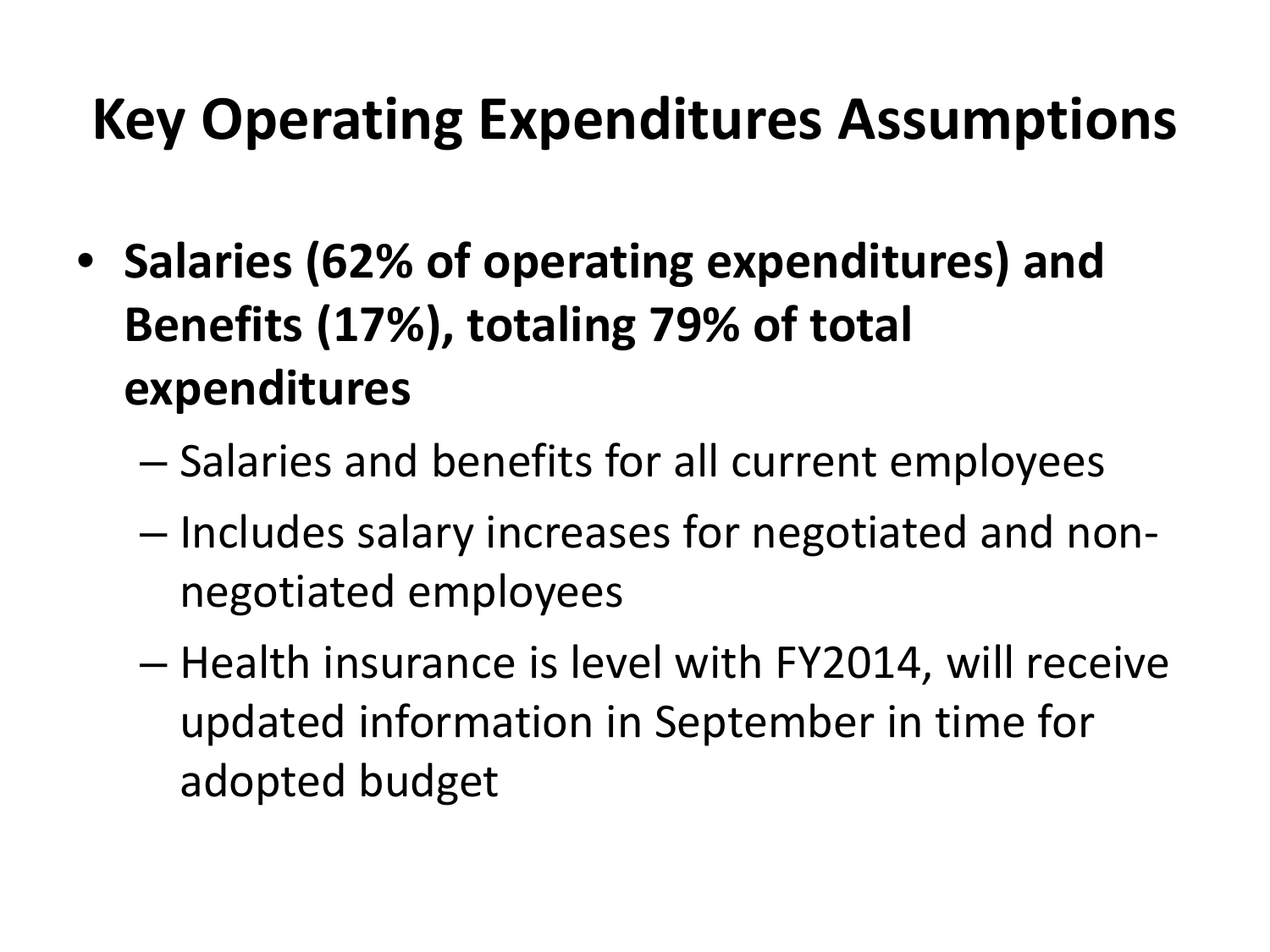# Key Operating Expenditures Assumptions

- **Salaries (62% of operating expenditures) and Benefits (17%), totaling 79% of total expenditures**
  - Salaries and benefits for all current employees
  - Includes salary increases for negotiated and non-negotiated employees
  - Health insurance is level with FY2014, will receive updated information in September in time for adopted budget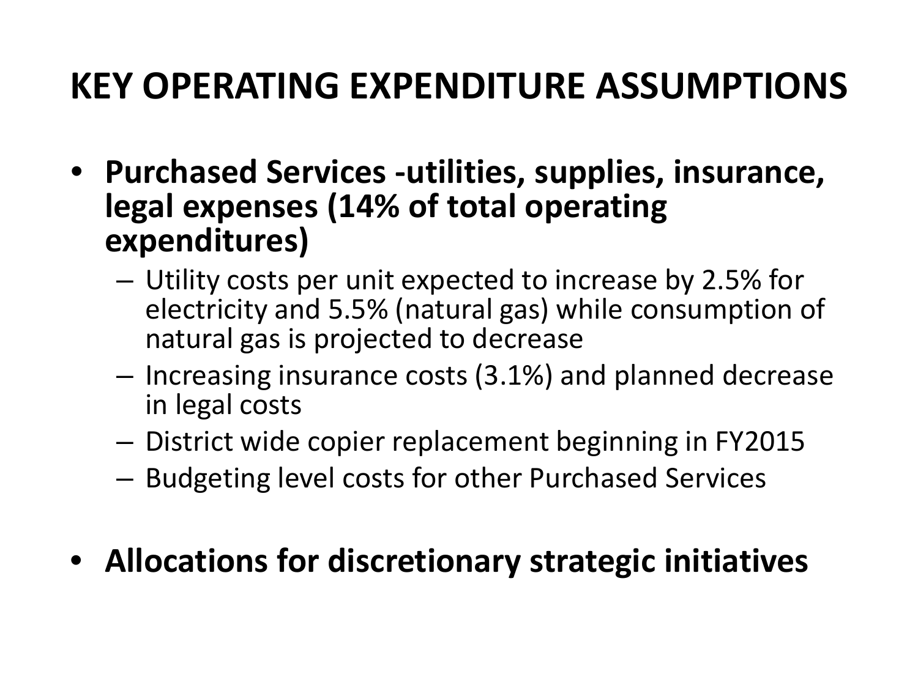# KEY OPERATING EXPENDITURE ASSUMPTIONS

- **Purchased Services -utilities, supplies, insurance, legal expenses (14% of total operating expenditures)**
  - Utility costs per unit expected to increase by 2.5% for electricity and 5.5% (natural gas) while consumption of natural gas is projected to decrease
  - Increasing insurance costs (3.1%) and planned decrease in legal costs
  - District wide copier replacement beginning in FY2015
  - Budgeting level costs for other Purchased Services
- **Allocations for discretionary strategic initiatives**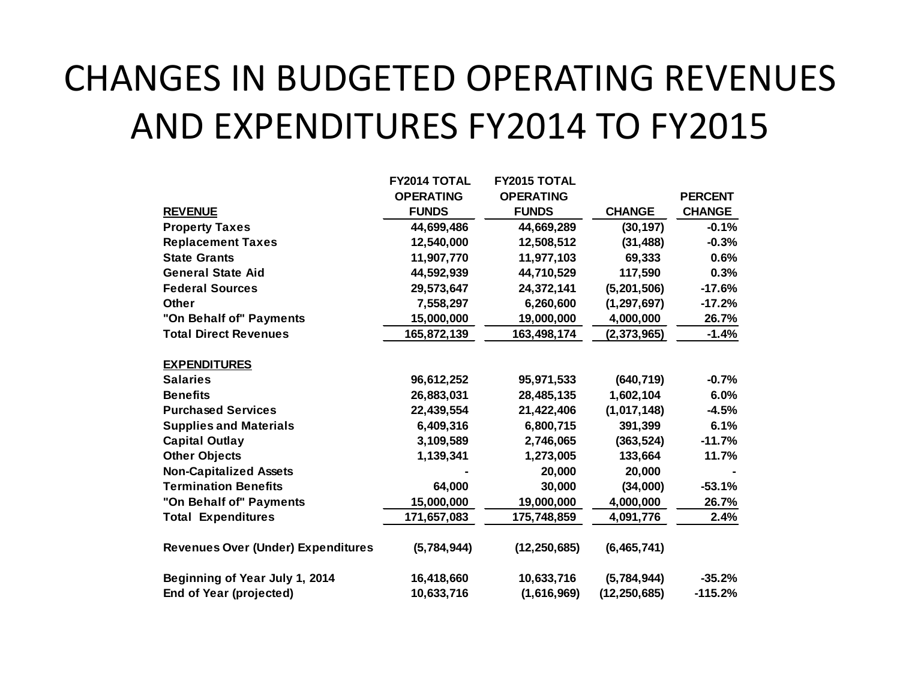# CHANGES IN BUDGETED OPERATING REVENUES AND EXPENDITURES FY2014 TO FY2015

| REVENUE | FY2014 TOTAL OPERATING FUNDS | FY2015 TOTAL OPERATING FUNDS | CHANGE | PERCENT CHANGE |
|---|---|---|---|---|
| Property Taxes | 44,699,486 | 44,669,289 | (30,197) | -0.1% |
| Replacement Taxes | 12,540,000 | 12,508,512 | (31,488) | -0.3% |
| State Grants | 11,907,770 | 11,977,103 | 69,333 | 0.6% |
| General State Aid | 44,592,939 | 44,710,529 | 117,590 | 0.3% |
| Federal Sources | 29,573,647 | 24,372,141 | (5,201,506) | -17.6% |
| Other | 7,558,297 | 6,260,600 | (1,297,697) | -17.2% |
| "On Behalf of" Payments | 15,000,000 | 19,000,000 | 4,000,000 | 26.7% |
| Total Direct Revenues | 165,872,139 | 163,498,174 | (2,373,965) | -1.4% |
| | | | | |
| **EXPENDITURES** | | | | |
| Salaries | 96,612,252 | 95,971,533 | (640,719) | -0.7% |
| Benefits | 26,883,031 | 28,485,135 | 1,602,104 | 6.0% |
| Purchased Services | 22,439,554 | 21,422,406 | (1,017,148) | -4.5% |
| Supplies and Materials | 6,409,316 | 6,800,715 | 391,399 | 6.1% |
| Capital Outlay | 3,109,589 | 2,746,065 | (363,524) | -11.7% |
| Other Objects | 1,139,341 | 1,273,005 | 133,664 | 11.7% |
| Non-Capitalized Assets | - | 20,000 | 20,000 | - |
| Termination Benefits | 64,000 | 30,000 | (34,000) | -53.1% |
| "On Behalf of" Payments | 15,000,000 | 19,000,000 | 4,000,000 | 26.7% |
| Total Expenditures | 171,657,083 | 175,748,859 | 4,091,776 | 2.4% |
| | | | | |
| Revenues Over (Under) Expenditures | (5,784,944) | (12,250,685) | (6,465,741) | |
| | | | | |
| Beginning of Year July 1, 2014 | 16,418,660 | 10,633,716 | (5,784,944) | -35.2% |
| End of Year (projected) | 10,633,716 | (1,616,969) | (12,250,685) | -115.2% |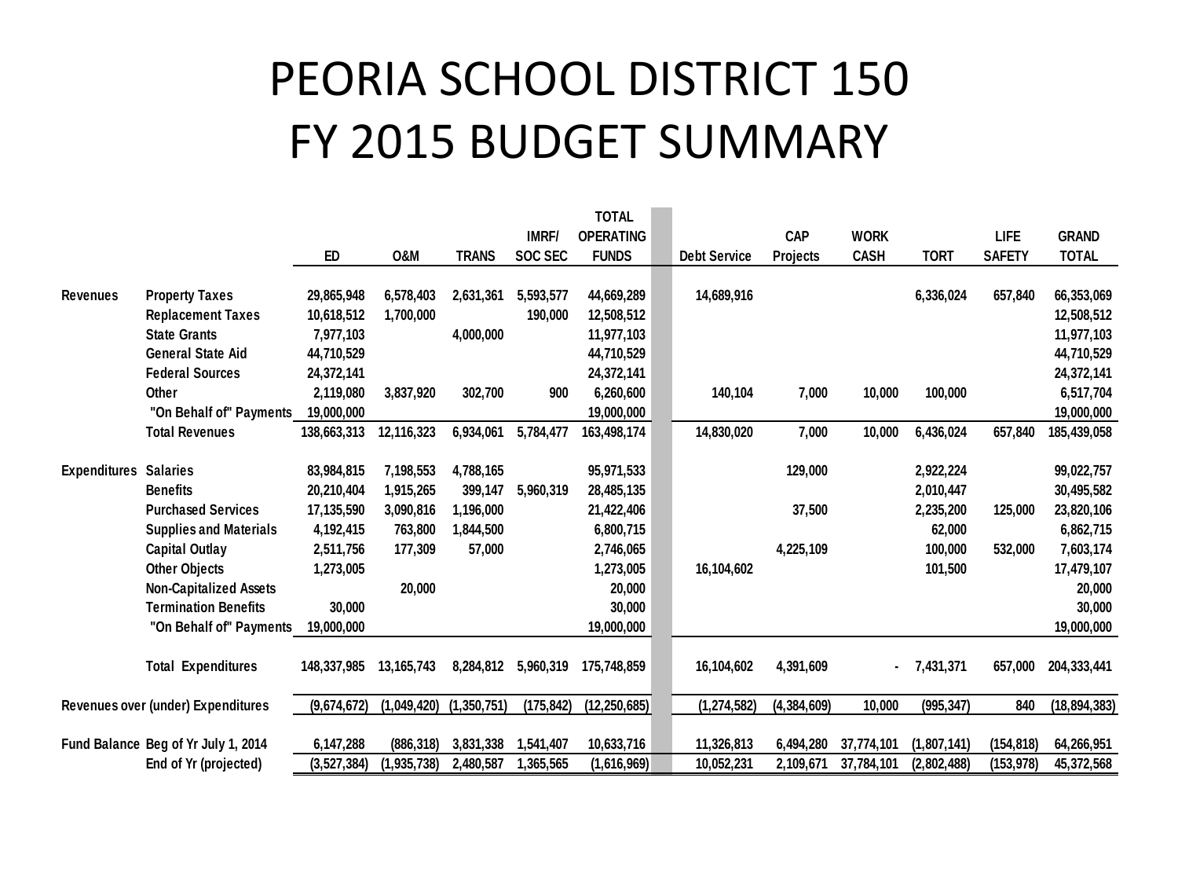# PEORIA SCHOOL DISTRICT 150
# FY 2015 BUDGET SUMMARY

| | | ED | O&M | TRANS | IMRF/ SOC SEC | TOTAL OPERATING FUNDS | Debt Service | CAP Projects | WORK CASH | TORT | LIFE SAFETY | GRAND TOTAL |
|---|---|---|---|---|---|---|---|---|---|---|---|---|
| Revenues | Property Taxes | 29,865,948 | 6,578,403 | 2,631,361 | 5,593,577 | 44,669,289 | 14,689,916 | | | 6,336,024 | 657,840 | 66,353,069 |
| | Replacement Taxes | 10,618,512 | 1,700,000 | | 190,000 | 12,508,512 | | | | | | 12,508,512 |
| | State Grants | 7,977,103 | | 4,000,000 | | 11,977,103 | | | | | | 11,977,103 |
| | General State Aid | 44,710,529 | | | | 44,710,529 | | | | | | 44,710,529 |
| | Federal Sources | 24,372,141 | | | | 24,372,141 | | | | | | 24,372,141 |
| | Other | 2,119,080 | 3,837,920 | 302,700 | 900 | 6,260,600 | 140,104 | 7,000 | 10,000 | 100,000 | | 6,517,704 |
| | "On Behalf of" Payments | 19,000,000 | | | | 19,000,000 | | | | | | 19,000,000 |
| | Total Revenues | 138,663,313 | 12,116,323 | 6,934,061 | 5,784,477 | 163,498,174 | 14,830,020 | 7,000 | 10,000 | 6,436,024 | 657,840 | 185,439,058 |
| Expenditures | Salaries | 83,984,815 | 7,198,553 | 4,788,165 | | 95,971,533 | | 129,000 | | 2,922,224 | | 99,022,757 |
| | Benefits | 20,210,404 | 1,915,265 | 399,147 | 5,960,319 | 28,485,135 | | | | 2,010,447 | | 30,495,582 |
| | Purchased Services | 17,135,590 | 3,090,816 | 1,196,000 | | 21,422,406 | | 37,500 | | 2,235,200 | 125,000 | 23,820,106 |
| | Supplies and Materials | 4,192,415 | 763,800 | 1,844,500 | | 6,800,715 | | | | 62,000 | | 6,862,715 |
| | Capital Outlay | 2,511,756 | 177,309 | 57,000 | | 2,746,065 | | 4,225,109 | | 100,000 | 532,000 | 7,603,174 |
| | Other Objects | 1,273,005 | | | | 1,273,005 | 16,104,602 | | | 101,500 | | 17,479,107 |
| | Non-Capitalized Assets | | 20,000 | | | 20,000 | | | | | | 20,000 |
| | Termination Benefits | 30,000 | | | | 30,000 | | | | | | 30,000 |
| | "On Behalf of" Payments | 19,000,000 | | | | 19,000,000 | | | | | | 19,000,000 |
| | Total Expenditures | 148,337,985 | 13,165,743 | 8,284,812 | 5,960,319 | 175,748,859 | 16,104,602 | 4,391,609 | - | 7,431,371 | 657,000 | 204,333,441 |
| Revenues over (under) Expenditures | | (9,674,672) | (1,049,420) | (1,350,751) | (175,842) | (12,250,685) | (1,274,582) | (4,384,609) | 10,000 | (995,347) | 840 | (18,894,383) |
| Fund Balance | Beg of Yr July 1, 2014 | 6,147,288 | (886,318) | 3,831,338 | 1,541,407 | 10,633,716 | 11,326,813 | 6,494,280 | 37,774,101 | (1,807,141) | (154,818) | 64,266,951 |
| | End of Yr (projected) | (3,527,384) | (1,935,738) | 2,480,587 | 1,365,565 | (1,616,969) | 10,052,231 | 2,109,671 | 37,784,101 | (2,802,488) | (153,978) | 45,372,568 |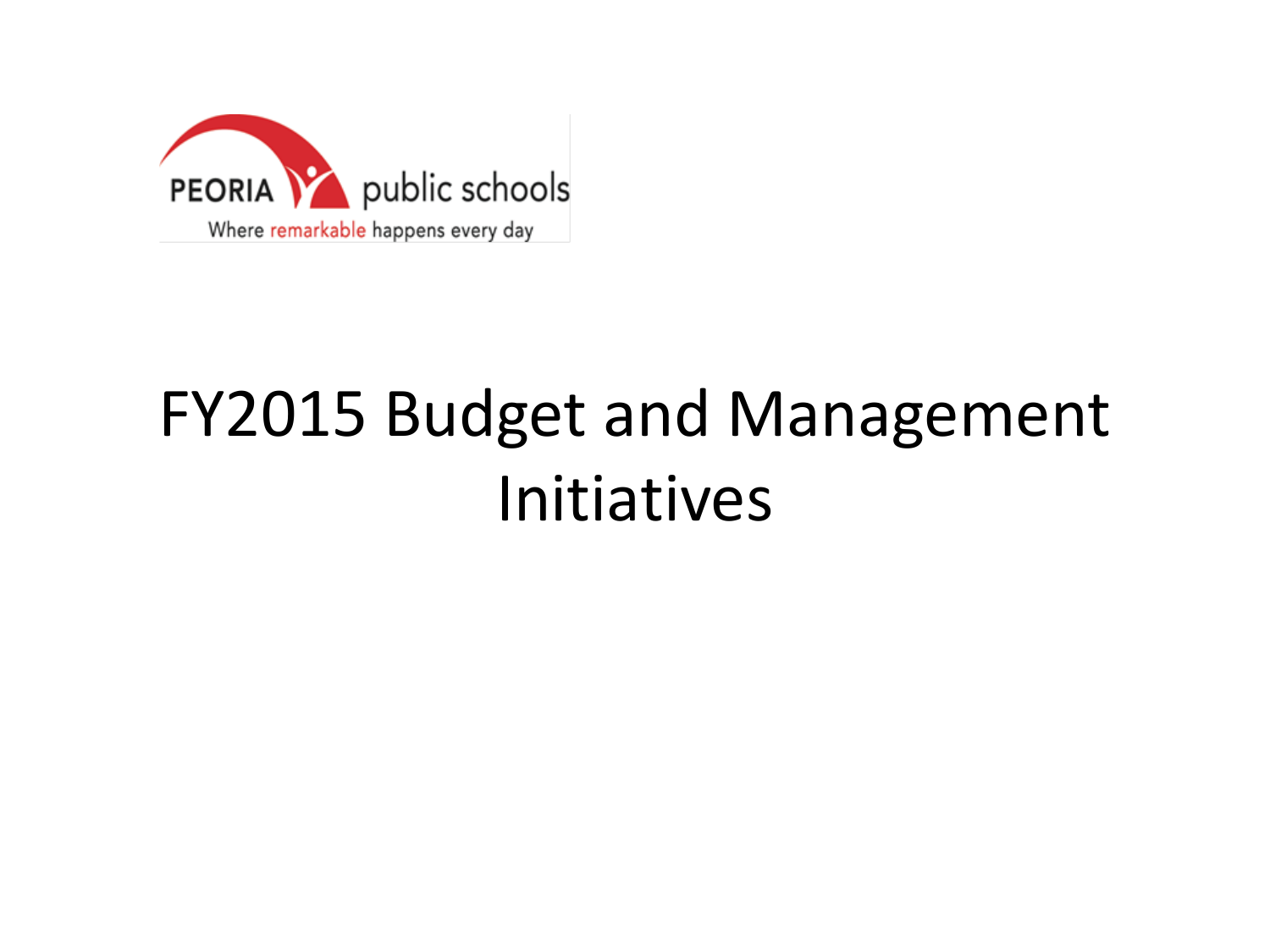PEORIA public schools

Where remarkable happens every day

# FY2015 Budget and Management Initiatives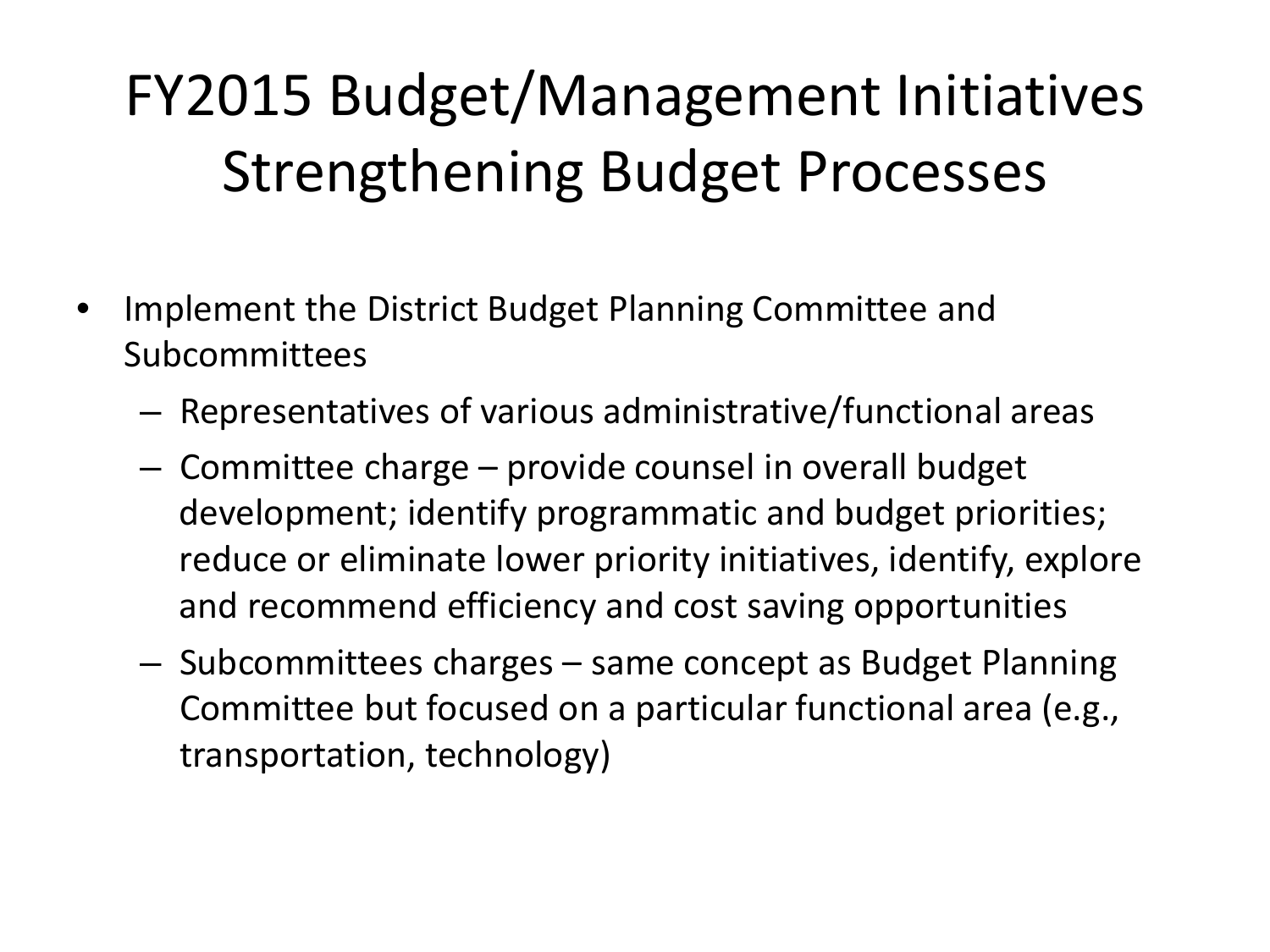# FY2015 Budget/Management Initiatives Strengthening Budget Processes

- Implement the District Budget Planning Committee and Subcommittees
  - Representatives of various administrative/functional areas
  - Committee charge – provide counsel in overall budget development; identify programmatic and budget priorities; reduce or eliminate lower priority initiatives, identify, explore and recommend efficiency and cost saving opportunities
  - Subcommittees charges – same concept as Budget Planning Committee but focused on a particular functional area (e.g., transportation, technology)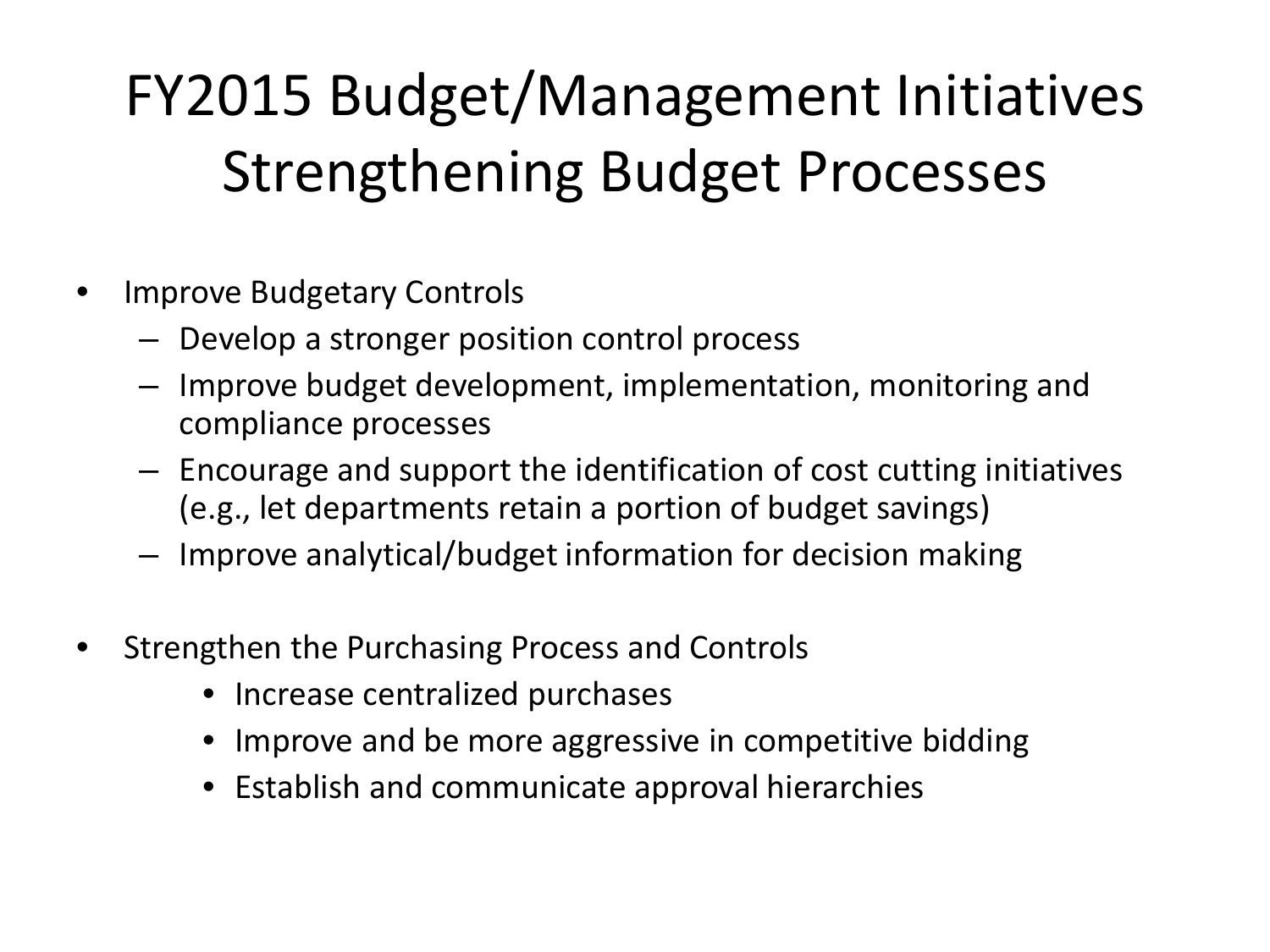# FY2015 Budget/Management Initiatives Strengthening Budget Processes

- Improve Budgetary Controls
  - Develop a stronger position control process
  - Improve budget development, implementation, monitoring and compliance processes
  - Encourage and support the identification of cost cutting initiatives (e.g., let departments retain a portion of budget savings)
  - Improve analytical/budget information for decision making

- Strengthen the Purchasing Process and Controls
  - Increase centralized purchases
  - Improve and be more aggressive in competitive bidding
  - Establish and communicate approval hierarchies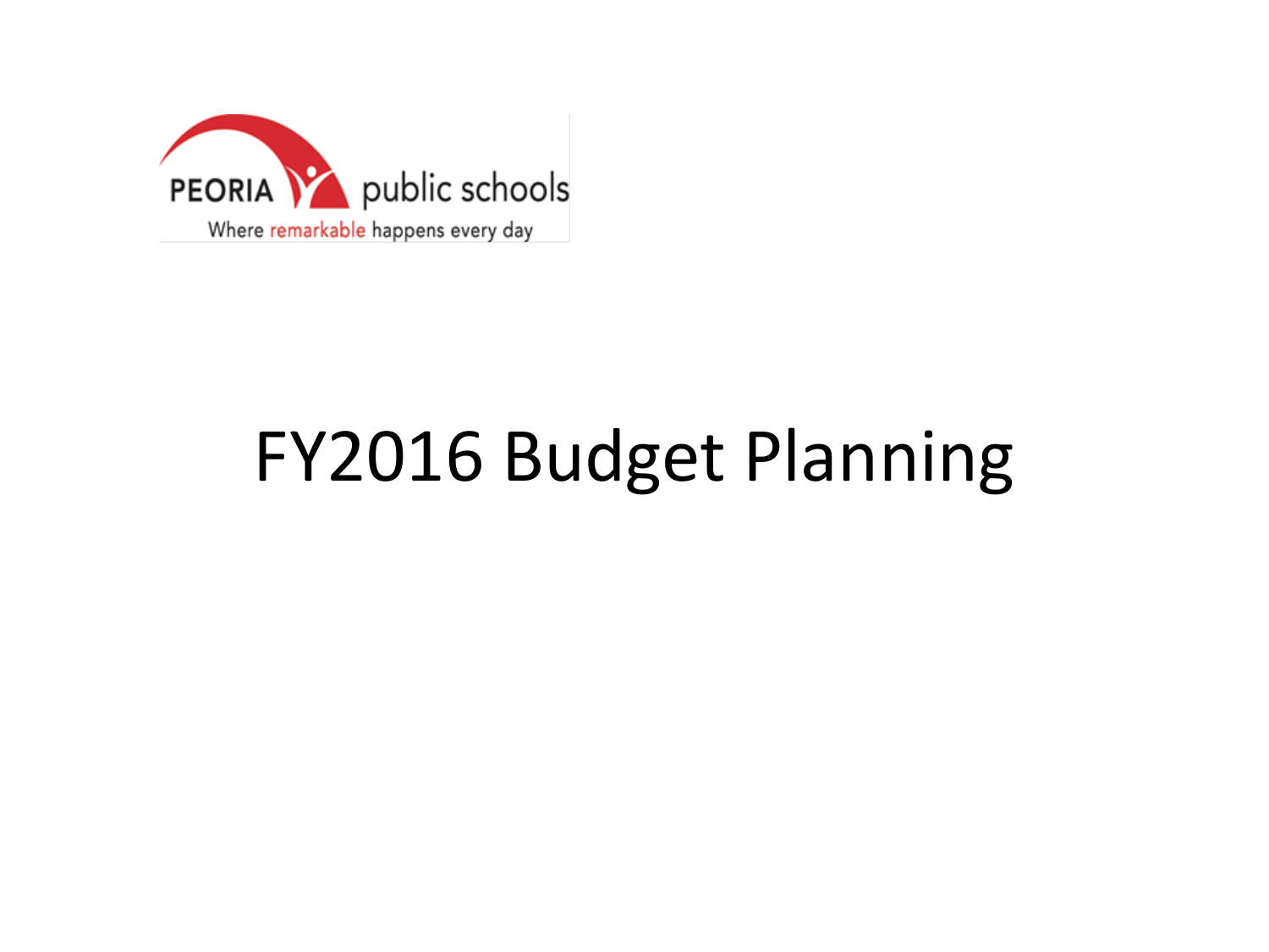PEORIA public schools

Where remarkable happens every day

# FY2016 Budget Planning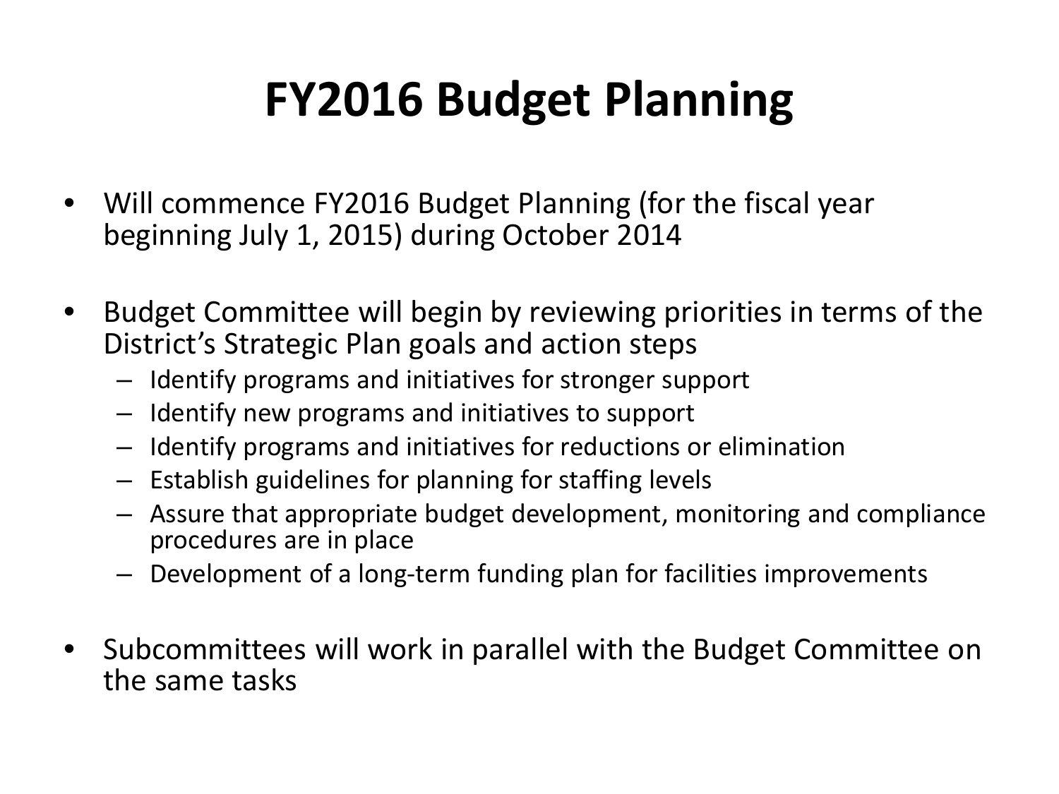# FY2016 Budget Planning

- Will commence FY2016 Budget Planning (for the fiscal year beginning July 1, 2015) during October 2014
- Budget Committee will begin by reviewing priorities in terms of the District's Strategic Plan goals and action steps
  - Identify programs and initiatives for stronger support
  - Identify new programs and initiatives to support
  - Identify programs and initiatives for reductions or elimination
  - Establish guidelines for planning for staffing levels
  - Assure that appropriate budget development, monitoring and compliance procedures are in place
  - Development of a long-term funding plan for facilities improvements
- Subcommittees will work in parallel with the Budget Committee on the same tasks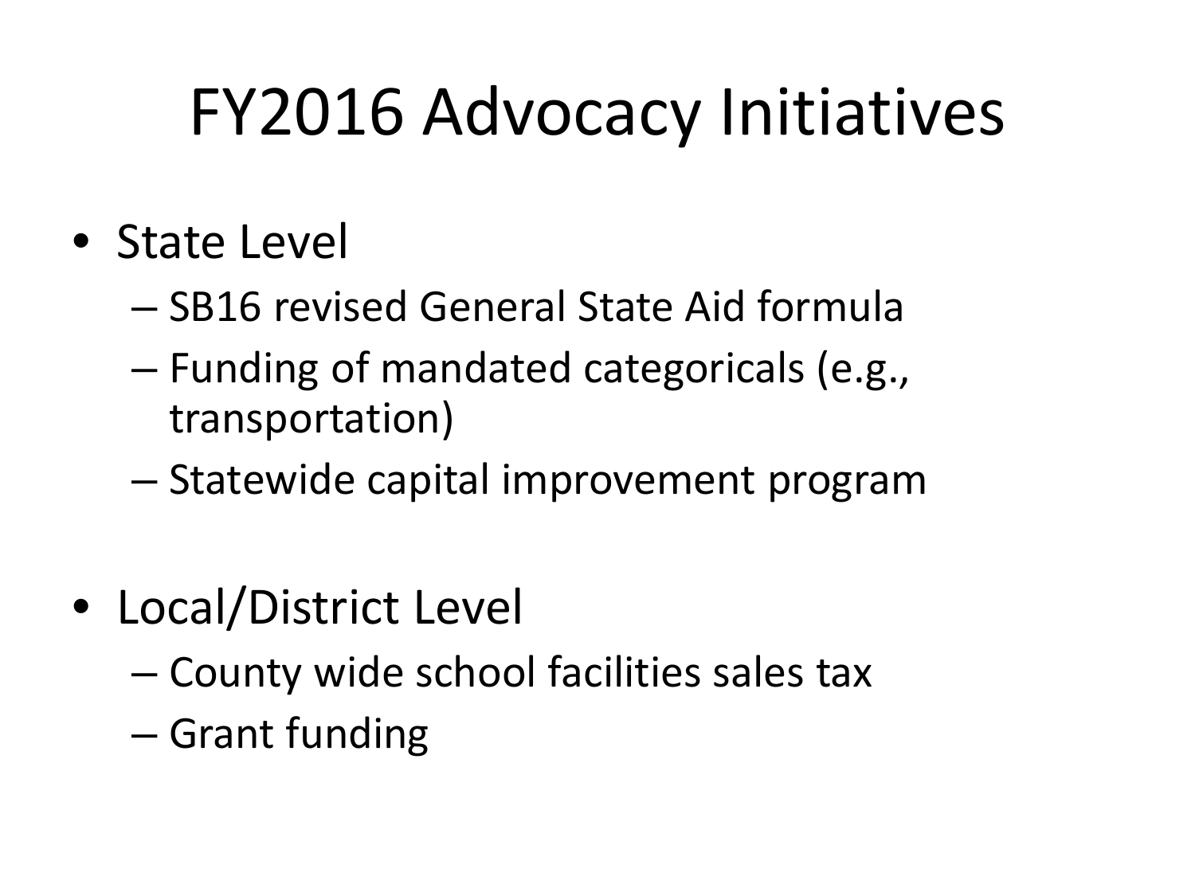# FY2016 Advocacy Initiatives

- State Level
  - SB16 revised General State Aid formula
  - Funding of mandated categoricals (e.g., transportation)
  - Statewide capital improvement program
- Local/District Level
  - County wide school facilities sales tax
  - Grant funding